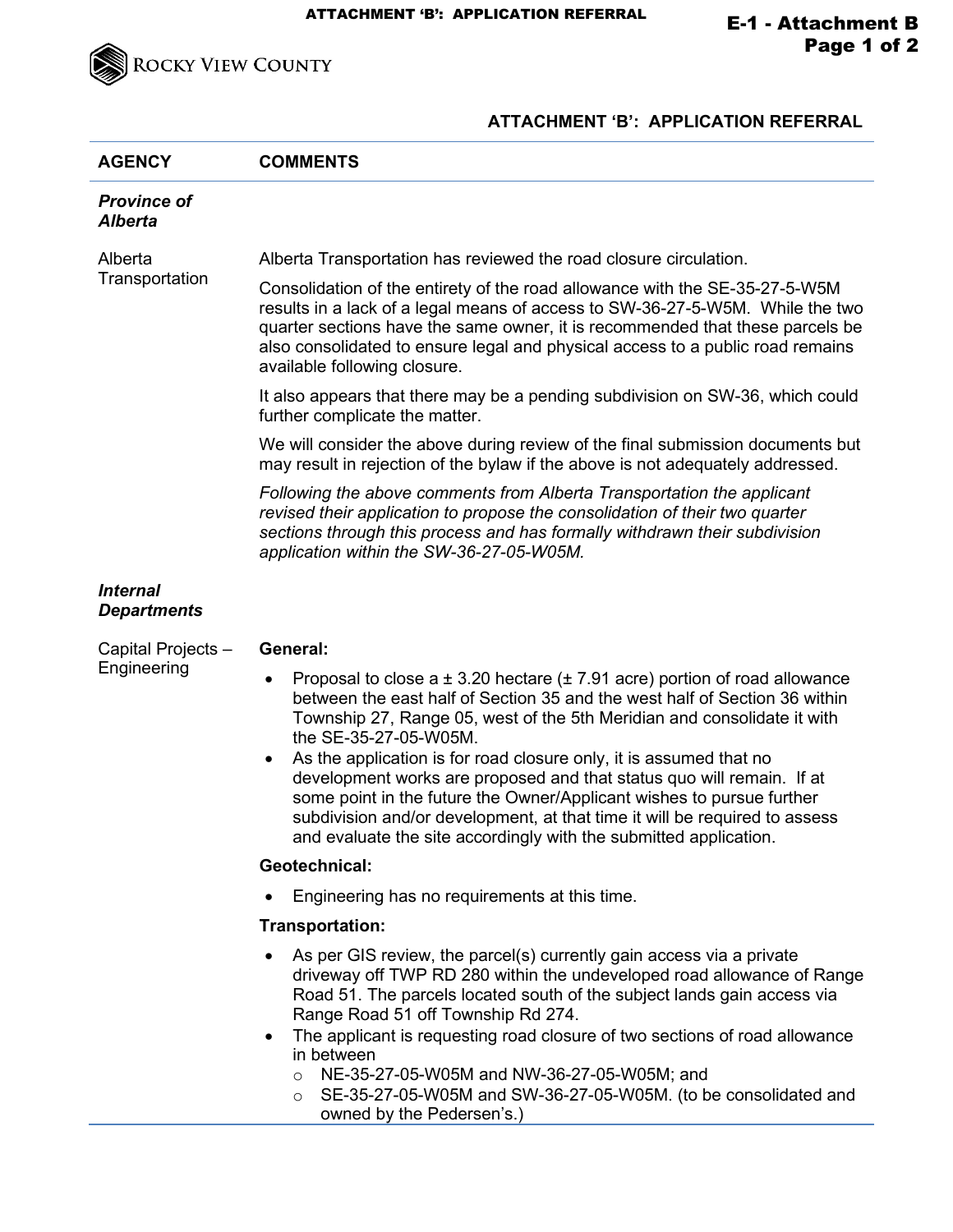## ATTACHMENT 'B': APPLICATION REFERRAL

| AGENCY | COMMENTS |
|---|---|
| ***Province of Alberta*** | |
| Alberta Transportation | Alberta Transportation has reviewed the road closure circulation.<br><br>Consolidation of the entirety of the road allowance with the SE-35-27-5-W5M results in a lack of a legal means of access to SW-36-27-5-W5M. While the two quarter sections have the same owner, it is recommended that these parcels be also consolidated to ensure legal and physical access to a public road remains available following closure.<br><br>It also appears that there may be a pending subdivision on SW-36, which could further complicate the matter.<br><br>We will consider the above during review of the final submission documents but may result in rejection of the bylaw if the above is not adequately addressed.<br><br>*Following the above comments from Alberta Transportation the applicant revised their application to propose the consolidation of their two quarter sections through this process and has formally withdrawn their subdivision application within the SW-36-27-05-W05M.* |
| ***Internal Departments*** | |
| Capital Projects – Engineering | **General:**<br>• Proposal to close a ± 3.20 hectare (± 7.91 acre) portion of road allowance between the east half of Section 35 and the west half of Section 36 within Township 27, Range 05, west of the 5th Meridian and consolidate it with the SE-35-27-05-W05M.<br>• As the application is for road closure only, it is assumed that no development works are proposed and that status quo will remain. If at some point in the future the Owner/Applicant wishes to pursue further subdivision and/or development, at that time it will be required to assess and evaluate the site accordingly with the submitted application.<br><br>**Geotechnical:**<br>• Engineering has no requirements at this time.<br><br>**Transportation:**<br>• As per GIS review, the parcel(s) currently gain access via a private driveway off TWP RD 280 within the undeveloped road allowance of Range Road 51. The parcels located south of the subject lands gain access via Range Road 51 off Township Rd 274.<br>• The applicant is requesting road closure of two sections of road allowance in between<br>&nbsp;&nbsp;&nbsp;&nbsp;o NE-35-27-05-W05M and NW-36-27-05-W05M; and<br>&nbsp;&nbsp;&nbsp;&nbsp;o SE-35-27-05-W05M and SW-36-27-05-W05M. (to be consolidated and owned by the Pedersen's.) |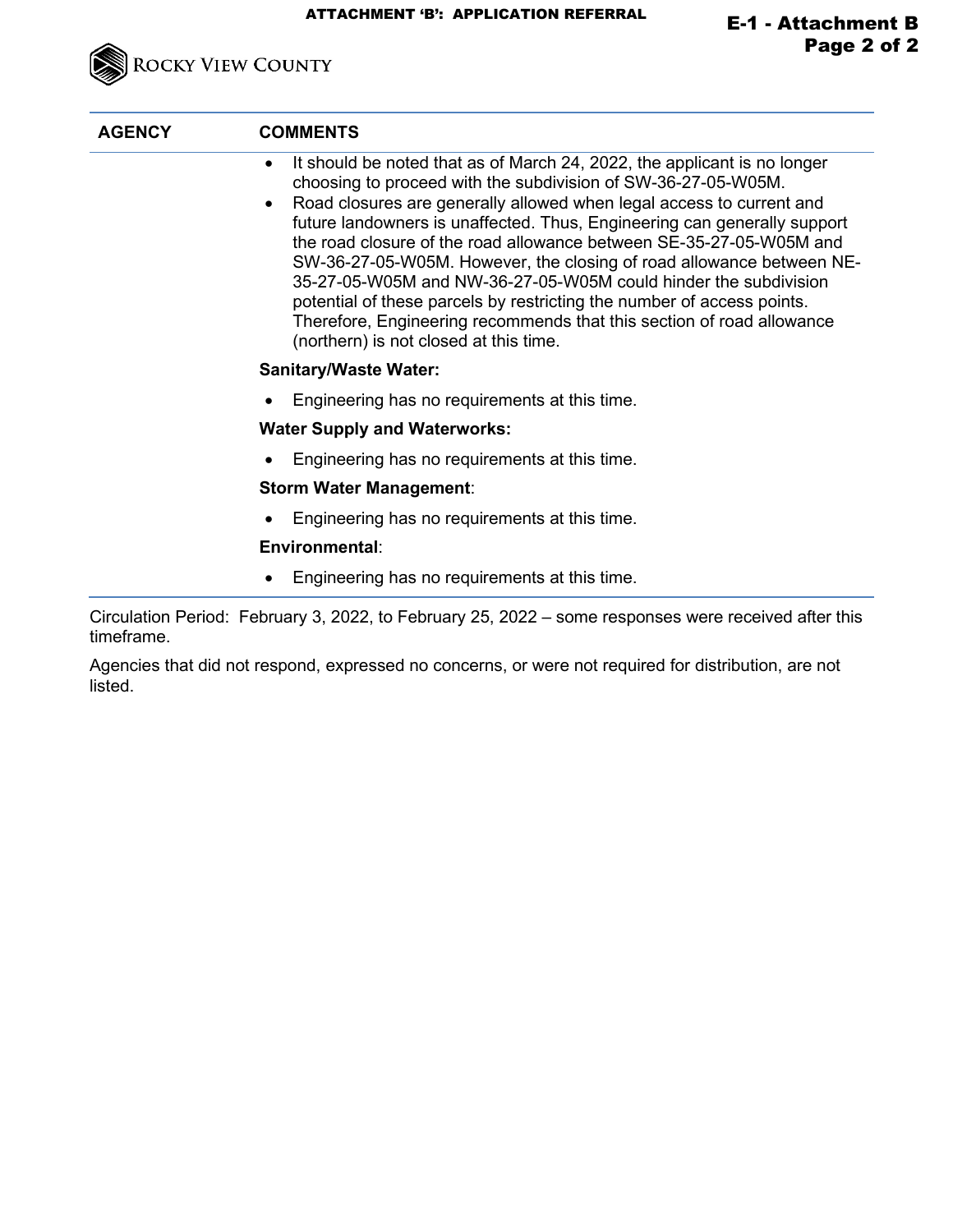| AGENCY | COMMENTS |
|---|---|
| | • It should be noted that as of March 24, 2022, the applicant is no longer choosing to proceed with the subdivision of SW-36-27-05-W05M.<br>• Road closures are generally allowed when legal access to current and future landowners is unaffected. Thus, Engineering can generally support the road closure of the road allowance between SE-35-27-05-W05M and SW-36-27-05-W05M. However, the closing of road allowance between NE-35-27-05-W05M and NW-36-27-05-W05M could hinder the subdivision potential of these parcels by restricting the number of access points. Therefore, Engineering recommends that this section of road allowance (northern) is not closed at this time.<br>**Sanitary/Waste Water:**<br>• Engineering has no requirements at this time.<br>**Water Supply and Waterworks:**<br>• Engineering has no requirements at this time.<br>**Storm Water Management**:<br>• Engineering has no requirements at this time.<br>**Environmental**:<br>• Engineering has no requirements at this time. |

Circulation Period: February 3, 2022, to February 25, 2022 – some responses were received after this timeframe.

Agencies that did not respond, expressed no concerns, or were not required for distribution, are not listed.